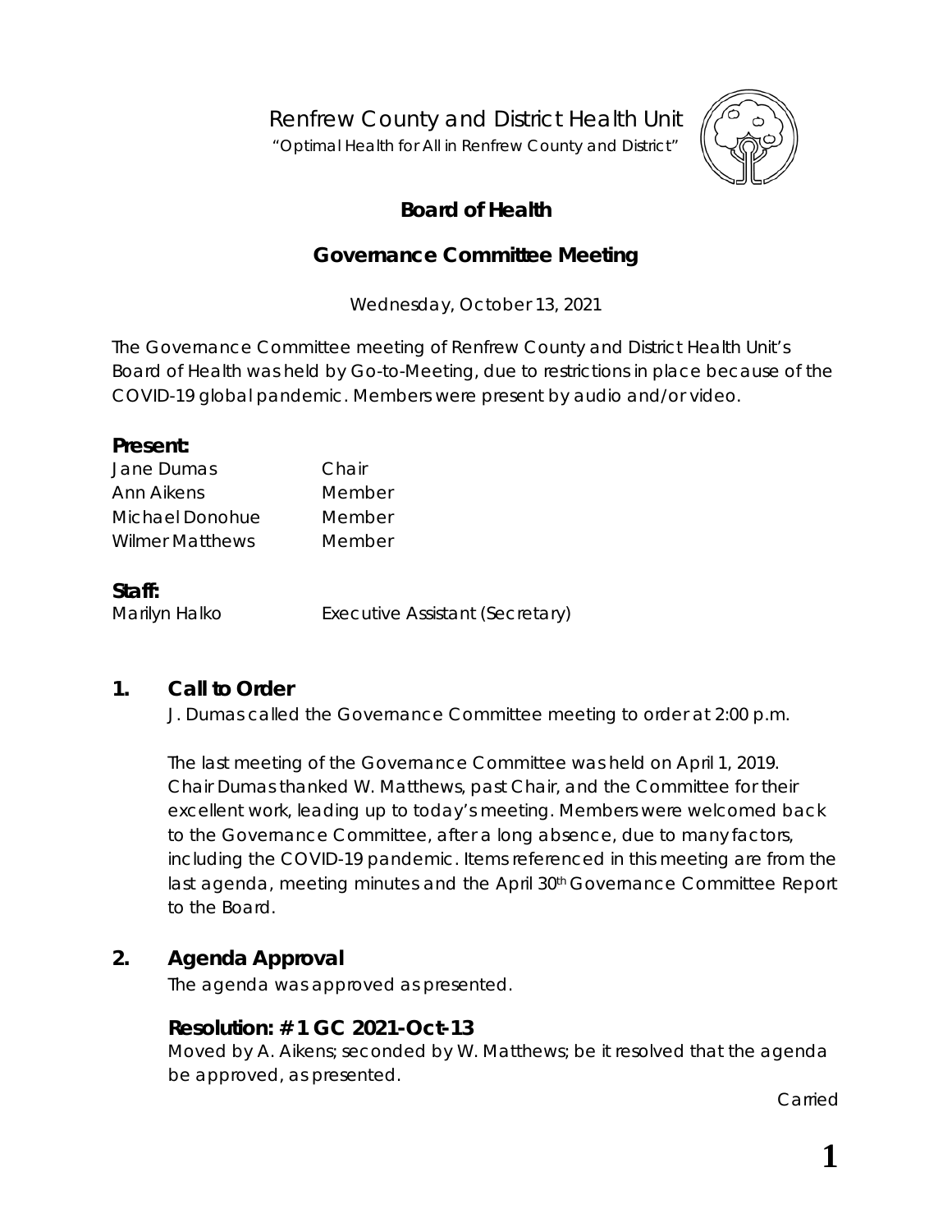Renfrew County and District Health Unit

"Optimal Health for All in Renfrew County and District"

# Board of Health

## Governance Committee Meeting

Wednesday, October 13, 2021

The Governance Committee meeting of Renfrew County and District Health Unit's Board of Health was held by Go-to-Meeting, due to restrictions in place because of the COVID-19 global pandemic. Members were present by audio and/or video.

**Present:**

| | |
|---|---|
| Jane Dumas | Chair |
| Ann Aikens | Member |
| Michael Donohue | Member |
| Wilmer Matthews | Member |

**Staff:**

| | |
|---|---|
| Marilyn Halko | Executive Assistant (Secretary) |

## 1. Call to Order

J. Dumas called the Governance Committee meeting to order at 2:00 p.m.

The last meeting of the Governance Committee was held on April 1, 2019. Chair Dumas thanked W. Matthews, past Chair, and the Committee for their excellent work, leading up to today's meeting. Members were welcomed back to the Governance Committee, after a long absence, due to many factors, including the COVID-19 pandemic. Items referenced in this meeting are from the last agenda, meeting minutes and the April 30th Governance Committee Report to the Board.

## 2. Agenda Approval

The agenda was approved as presented.

### Resolution: # 1 GC 2021-Oct-13

Moved by A. Aikens; seconded by W. Matthews; be it resolved that the agenda be approved, as presented.

Carried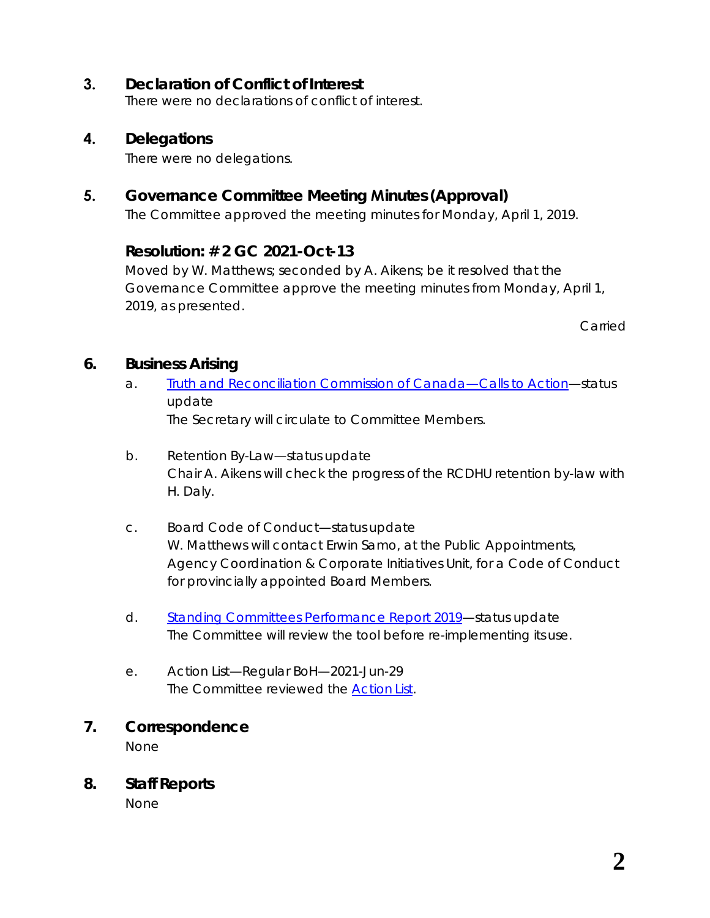## 3. Declaration of Conflict of Interest

There were no declarations of conflict of interest.

## 4. Delegations

There were no delegations.

## 5. Governance Committee Meeting Minutes (Approval)

The Committee approved the meeting minutes for Monday, April 1, 2019.

### Resolution: # 2 GC 2021-Oct-13

Moved by W. Matthews; seconded by A. Aikens; be it resolved that the Governance Committee approve the meeting minutes from Monday, April 1, 2019, as presented.

Carried

## 6. Business Arising

a. Truth and Reconciliation Commission of Canada—Calls to Action—status update
The Secretary will circulate to Committee Members.

b. Retention By-Law—status update
Chair A. Aikens will check the progress of the RCDHU retention by-law with H. Daly.

c. Board Code of Conduct—status update
W. Matthews will contact Erwin Samo, at the Public Appointments, Agency Coordination & Corporate Initiatives Unit, for a Code of Conduct for provincially appointed Board Members.

d. Standing Committees Performance Report 2019—status update
The Committee will review the tool before re-implementing its use.

e. Action List—Regular BoH—2021-Jun-29
The Committee reviewed the Action List.

## 7. Correspondence

None

## 8. Staff Reports

None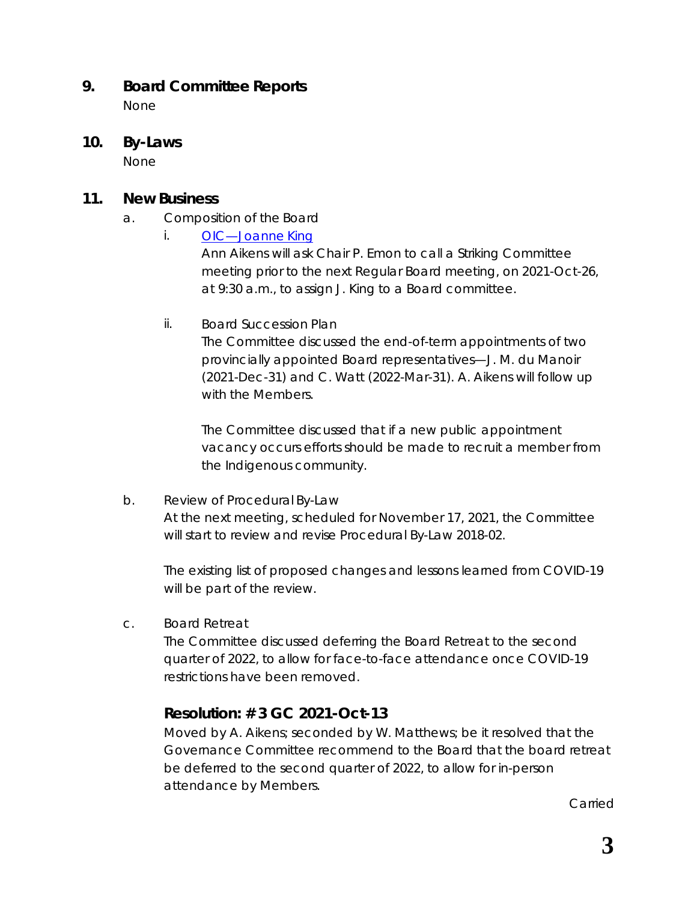## 9. Board Committee Reports

None

## 10. By-Laws

None

## 11. New Business

a. Composition of the Board

i. [OIC—Joanne King]

Ann Aikens will ask Chair P. Emon to call a Striking Committee meeting prior to the next Regular Board meeting, on 2021-Oct-26, at 9:30 a.m., to assign J. King to a Board committee.

ii. Board Succession Plan

The Committee discussed the end-of-term appointments of two provincially appointed Board representatives—J. M. du Manoir (2021-Dec-31) and C. Watt (2022-Mar-31). A. Aikens will follow up with the Members.

The Committee discussed that if a new public appointment vacancy occurs efforts should be made to recruit a member from the Indigenous community.

b. Review of Procedural By-Law

At the next meeting, scheduled for November 17, 2021, the Committee will start to review and revise Procedural By-Law 2018-02.

The existing list of proposed changes and lessons learned from COVID-19 will be part of the review.

c. Board Retreat

The Committee discussed deferring the Board Retreat to the second quarter of 2022, to allow for face-to-face attendance once COVID-19 restrictions have been removed.

### Resolution: # 3 GC 2021-Oct-13

Moved by A. Aikens; seconded by W. Matthews; be it resolved that the Governance Committee recommend to the Board that the board retreat be deferred to the second quarter of 2022, to allow for in-person attendance by Members.

Carried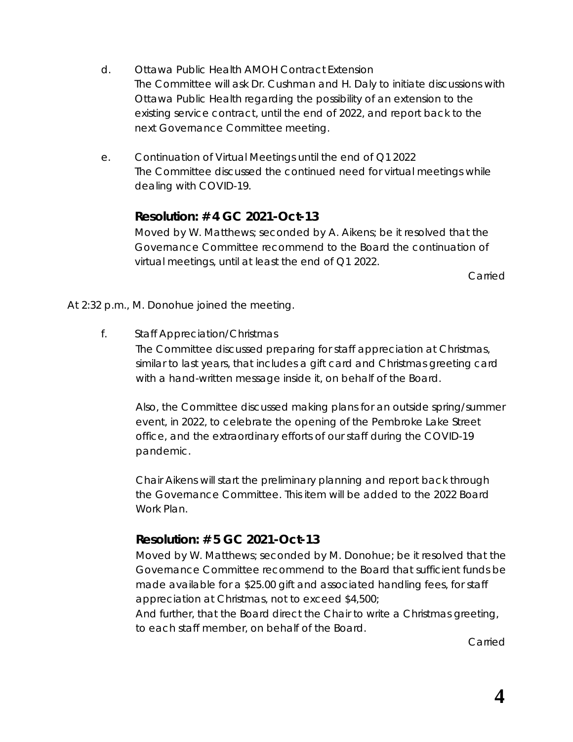d. Ottawa Public Health AMOH Contract Extension

The Committee will ask Dr. Cushman and H. Daly to initiate discussions with Ottawa Public Health regarding the possibility of an extension to the existing service contract, until the end of 2022, and report back to the next Governance Committee meeting.

e. Continuation of Virtual Meetings until the end of Q1 2022

The Committee discussed the continued need for virtual meetings while dealing with COVID-19.

### Resolution: # 4 GC 2021-Oct-13

Moved by W. Matthews; seconded by A. Aikens; be it resolved that the Governance Committee recommend to the Board the continuation of virtual meetings, until at least the end of Q1 2022.

Carried

At 2:32 p.m., M. Donohue joined the meeting.

f. Staff Appreciation/Christmas

The Committee discussed preparing for staff appreciation at Christmas, similar to last years, that includes a gift card and Christmas greeting card with a hand-written message inside it, on behalf of the Board.

Also, the Committee discussed making plans for an outside spring/summer event, in 2022, to celebrate the opening of the Pembroke Lake Street office, and the extraordinary efforts of our staff during the COVID-19 pandemic.

Chair Aikens will start the preliminary planning and report back through the Governance Committee. This item will be added to the 2022 Board Work Plan.

### Resolution: # 5 GC 2021-Oct-13

Moved by W. Matthews; seconded by M. Donohue; be it resolved that the Governance Committee recommend to the Board that sufficient funds be made available for a $25.00 gift and associated handling fees, for staff appreciation at Christmas, not to exceed $4,500;

And further, that the Board direct the Chair to write a Christmas greeting, to each staff member, on behalf of the Board.

Carried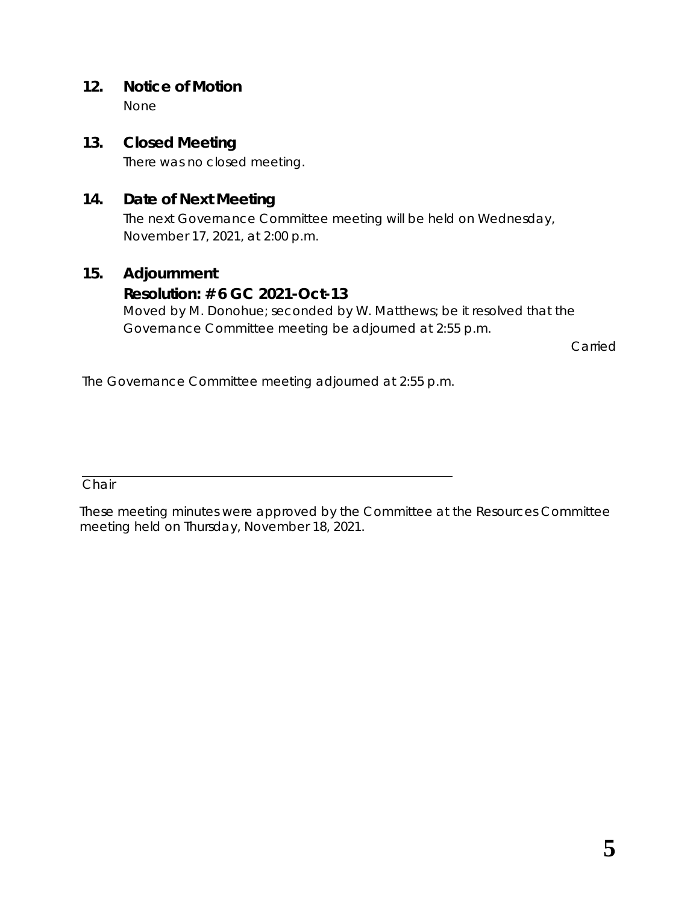## 12. Notice of Motion

None

## 13. Closed Meeting

There was no closed meeting.

## 14. Date of Next Meeting

The next Governance Committee meeting will be held on Wednesday, November 17, 2021, at 2:00 p.m.

## 15. Adjournment

**Resolution: # 6 GC 2021-Oct-13**

Moved by M. Donohue; seconded by W. Matthews; be it resolved that the Governance Committee meeting be adjourned at 2:55 p.m.

Carried

The Governance Committee meeting adjourned at 2:55 p.m.

\_\_\_\_\_\_\_\_\_\_\_\_\_\_\_\_\_\_\_\_\_\_\_\_\_\_\_\_\_\_\_\_\_\_\_\_\_\_\_\_

Chair

These meeting minutes were approved by the Committee at the Resources Committee meeting held on Thursday, November 18, 2021.